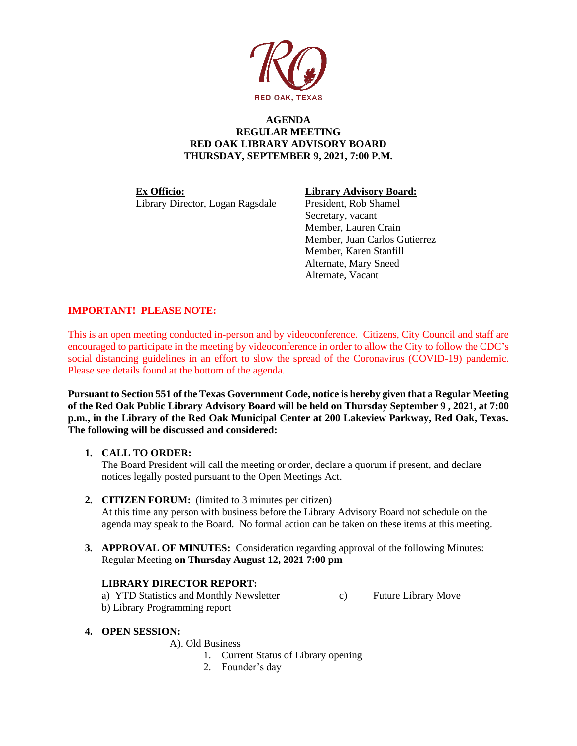RED OAK, TEXAS

# AGENDA
## REGULAR MEETING
## RED OAK LIBRARY ADVISORY BOARD
## THURSDAY, SEPTEMBER 9, 2021, 7:00 P.M.

**Ex Officio:**
Library Director, Logan Ragsdale

**Library Advisory Board:**
President, Rob Shamel
Secretary, vacant
Member, Lauren Crain
Member, Juan Carlos Gutierrez
Member, Karen Stanfill
Alternate, Mary Sneed
Alternate, Vacant

**IMPORTANT! PLEASE NOTE:**

This is an open meeting conducted in-person and by videoconference. Citizens, City Council and staff are encouraged to participate in the meeting by videoconference in order to allow the City to follow the CDC's social distancing guidelines in an effort to slow the spread of the Coronavirus (COVID-19) pandemic. Please see details found at the bottom of the agenda.

**Pursuant to Section 551 of the Texas Government Code, notice is hereby given that a Regular Meeting of the Red Oak Public Library Advisory Board will be held on Thursday September 9 , 2021, at 7:00 p.m., in the Library of the Red Oak Municipal Center at 200 Lakeview Parkway, Red Oak, Texas. The following will be discussed and considered:**

1. **CALL TO ORDER:**
   The Board President will call the meeting or order, declare a quorum if present, and declare notices legally posted pursuant to the Open Meetings Act.

2. **CITIZEN FORUM:** (limited to 3 minutes per citizen)
   At this time any person with business before the Library Advisory Board not schedule on the agenda may speak to the Board. No formal action can be taken on these items at this meeting.

3. **APPROVAL OF MINUTES:** Consideration regarding approval of the following Minutes: Regular Meeting **on Thursday August 12, 2021 7:00 pm**

   **LIBRARY DIRECTOR REPORT:**
   a) YTD Statistics and Monthly Newsletter
   b) Library Programming report
   c) Future Library Move

4. **OPEN SESSION:**
   A). Old Business
      1. Current Status of Library opening
      2. Founder's day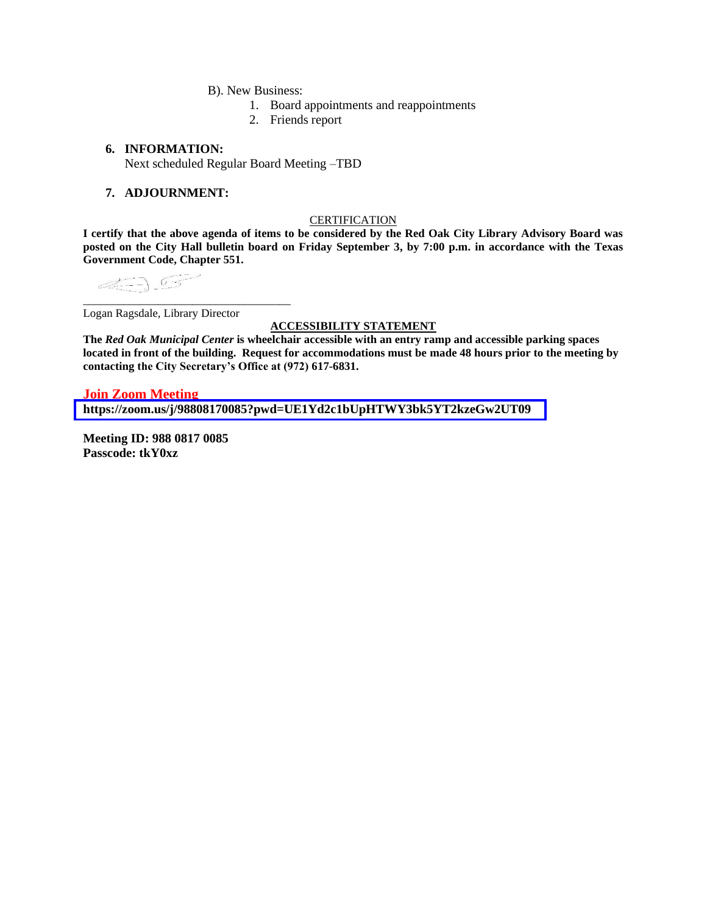B). New Business:

1. Board appointments and reappointments
2. Friends report

**6. INFORMATION:**

Next scheduled Regular Board Meeting –TBD

**7. ADJOURNMENT:**

CERTIFICATION

**I certify that the above agenda of items to be considered by the Red Oak City Library Advisory Board was posted on the City Hall bulletin board on Friday September 3, by 7:00 p.m. in accordance with the Texas Government Code, Chapter 551.**

___________________________________

Logan Ragsdale, Library Director

**ACCESSIBILITY STATEMENT**

**The *Red Oak Municipal Center* is wheelchair accessible with an entry ramp and accessible parking spaces located in front of the building. Request for accommodations must be made 48 hours prior to the meeting by contacting the City Secretary's Office at (972) 617-6831.**

**Join Zoom Meeting**

**https://zoom.us/j/98808170085?pwd=UE1Yd2c1bUpHTWY3bk5YT2kzeGw2UT09**

**Meeting ID: 988 0817 0085**

**Passcode: tkY0xz**